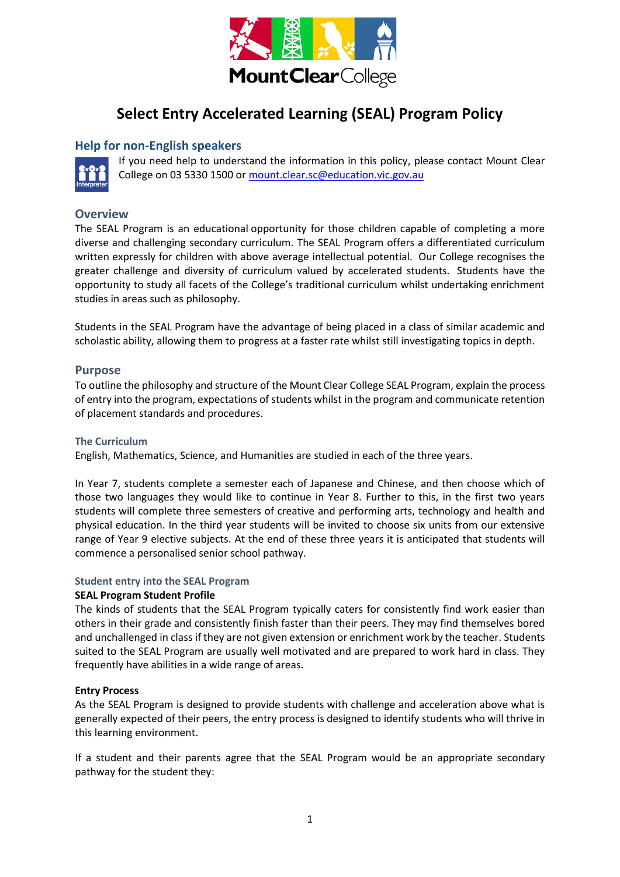# Select Entry Accelerated Learning (SEAL) Program Policy

## Help for non-English speakers

If you need help to understand the information in this policy, please contact Mount Clear College on 03 5330 1500 or mount.clear.sc@education.vic.gov.au

## Overview

The SEAL Program is an educational opportunity for those children capable of completing a more diverse and challenging secondary curriculum. The SEAL Program offers a differentiated curriculum written expressly for children with above average intellectual potential. Our College recognises the greater challenge and diversity of curriculum valued by accelerated students. Students have the opportunity to study all facets of the College's traditional curriculum whilst undertaking enrichment studies in areas such as philosophy.

Students in the SEAL Program have the advantage of being placed in a class of similar academic and scholastic ability, allowing them to progress at a faster rate whilst still investigating topics in depth.

## Purpose

To outline the philosophy and structure of the Mount Clear College SEAL Program, explain the process of entry into the program, expectations of students whilst in the program and communicate retention of placement standards and procedures.

### The Curriculum

English, Mathematics, Science, and Humanities are studied in each of the three years.

In Year 7, students complete a semester each of Japanese and Chinese, and then choose which of those two languages they would like to continue in Year 8. Further to this, in the first two years students will complete three semesters of creative and performing arts, technology and health and physical education. In the third year students will be invited to choose six units from our extensive range of Year 9 elective subjects. At the end of these three years it is anticipated that students will commence a personalised senior school pathway.

### Student entry into the SEAL Program

**SEAL Program Student Profile**

The kinds of students that the SEAL Program typically caters for consistently find work easier than others in their grade and consistently finish faster than their peers. They may find themselves bored and unchallenged in class if they are not given extension or enrichment work by the teacher. Students suited to the SEAL Program are usually well motivated and are prepared to work hard in class. They frequently have abilities in a wide range of areas.

**Entry Process**

As the SEAL Program is designed to provide students with challenge and acceleration above what is generally expected of their peers, the entry process is designed to identify students who will thrive in this learning environment.

If a student and their parents agree that the SEAL Program would be an appropriate secondary pathway for the student they: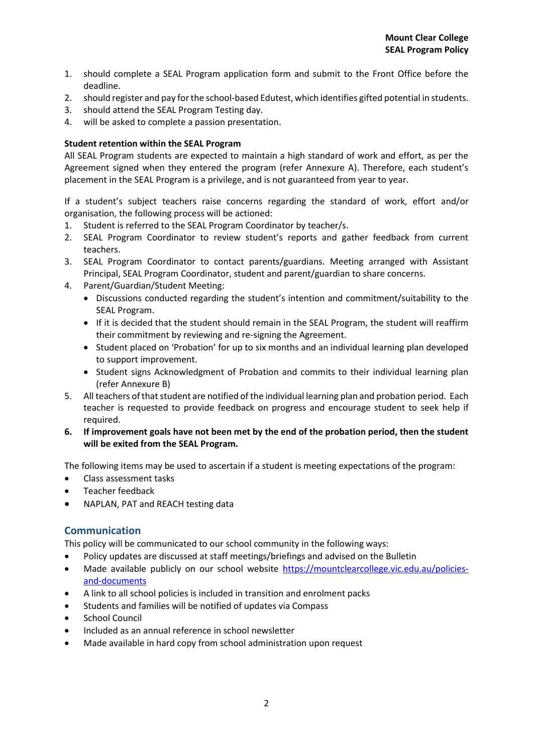1. should complete a SEAL Program application form and submit to the Front Office before the deadline.
2. should register and pay for the school-based Edutest, which identifies gifted potential in students.
3. should attend the SEAL Program Testing day.
4. will be asked to complete a passion presentation.

**Student retention within the SEAL Program**

All SEAL Program students are expected to maintain a high standard of work and effort, as per the Agreement signed when they entered the program (refer Annexure A). Therefore, each student's placement in the SEAL Program is a privilege, and is not guaranteed from year to year.

If a student's subject teachers raise concerns regarding the standard of work, effort and/or organisation, the following process will be actioned:

1. Student is referred to the SEAL Program Coordinator by teacher/s.
2. SEAL Program Coordinator to review student's reports and gather feedback from current teachers.
3. SEAL Program Coordinator to contact parents/guardians. Meeting arranged with Assistant Principal, SEAL Program Coordinator, student and parent/guardian to share concerns.
4. Parent/Guardian/Student Meeting:
   - Discussions conducted regarding the student's intention and commitment/suitability to the SEAL Program.
   - If it is decided that the student should remain in the SEAL Program, the student will reaffirm their commitment by reviewing and re-signing the Agreement.
   - Student placed on 'Probation' for up to six months and an individual learning plan developed to support improvement.
   - Student signs Acknowledgment of Probation and commits to their individual learning plan (refer Annexure B)
5. All teachers of that student are notified of the individual learning plan and probation period. Each teacher is requested to provide feedback on progress and encourage student to seek help if required.
6. **If improvement goals have not been met by the end of the probation period, then the student will be exited from the SEAL Program.**

The following items may be used to ascertain if a student is meeting expectations of the program:

- Class assessment tasks
- Teacher feedback
- NAPLAN, PAT and REACH testing data

## Communication

This policy will be communicated to our school community in the following ways:

- Policy updates are discussed at staff meetings/briefings and advised on the Bulletin
- Made available publicly on our school website [https://mountclearcollege.vic.edu.au/policies-and-documents](https://mountclearcollege.vic.edu.au/policies-and-documents)
- A link to all school policies is included in transition and enrolment packs
- Students and families will be notified of updates via Compass
- School Council
- Included as an annual reference in school newsletter
- Made available in hard copy from school administration upon request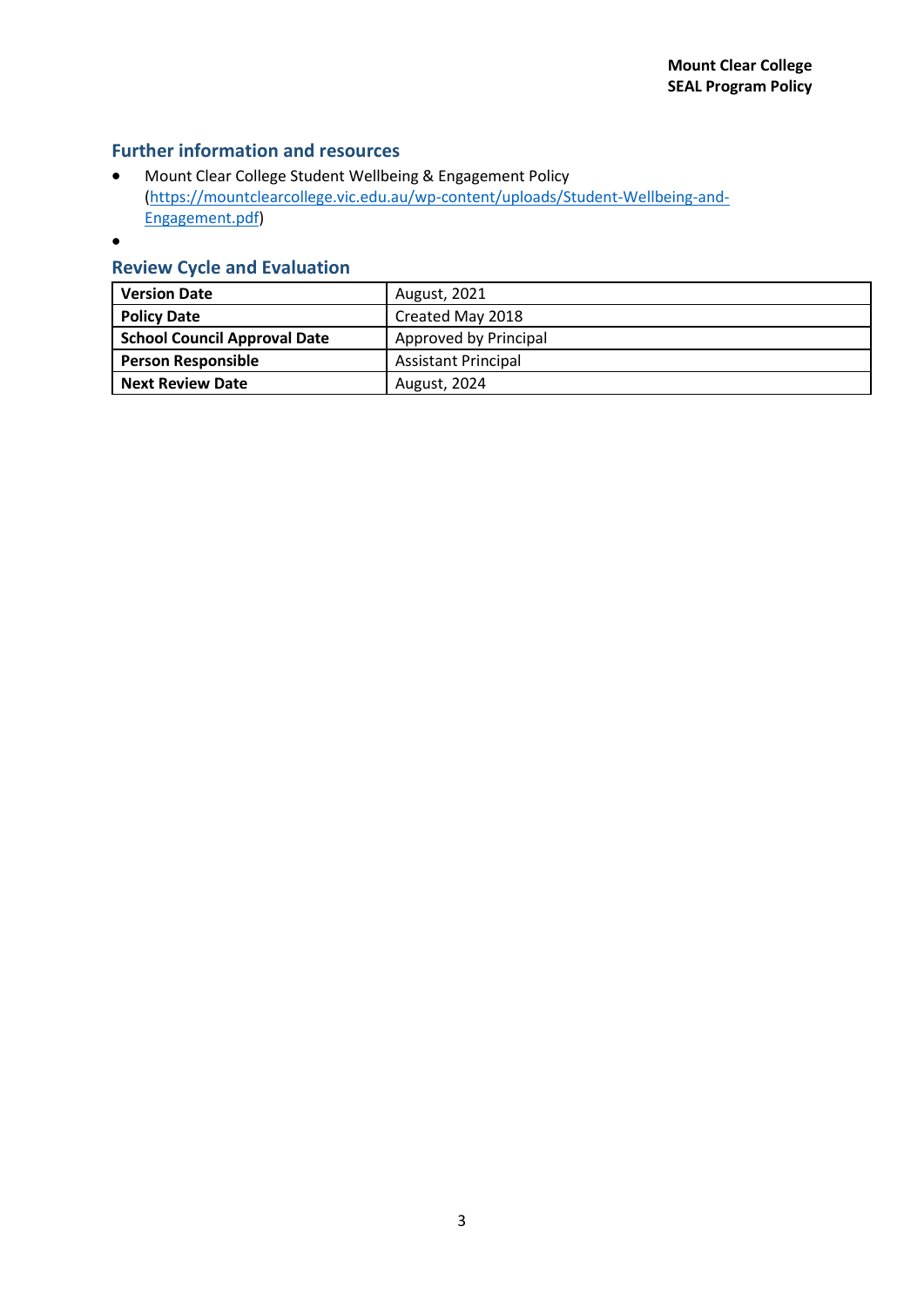## Further information and resources

- Mount Clear College Student Wellbeing & Engagement Policy ([https://mountclearcollege.vic.edu.au/wp-content/uploads/Student-Wellbeing-and-Engagement.pdf](https://mountclearcollege.vic.edu.au/wp-content/uploads/Student-Wellbeing-and-Engagement.pdf))
- 

## Review Cycle and Evaluation

| **Version Date** | August, 2021 |
|---|---|
| **Policy Date** | Created May 2018 |
| **School Council Approval Date** | Approved by Principal |
| **Person Responsible** | Assistant Principal |
| **Next Review Date** | August, 2024 |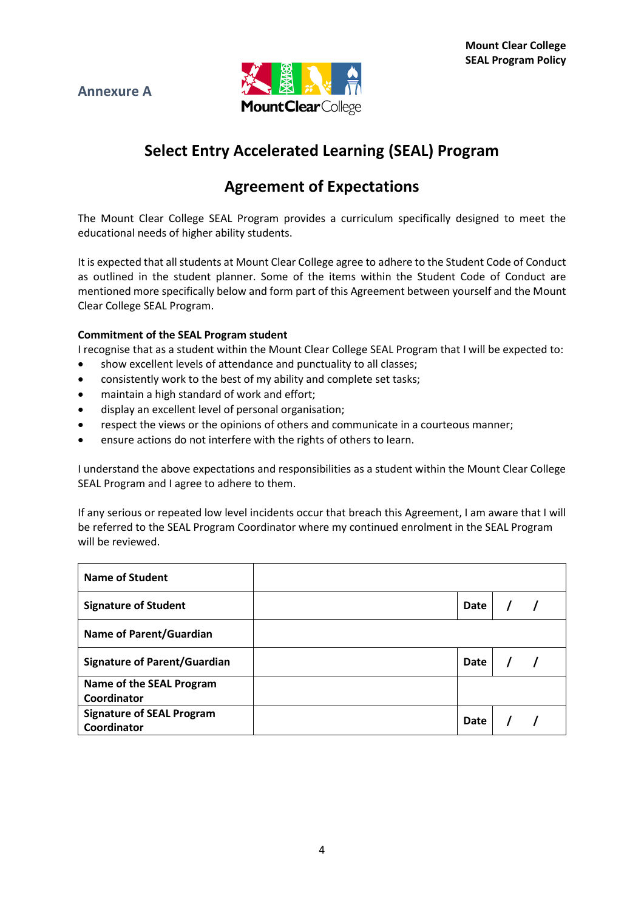Annexure A

# Select Entry Accelerated Learning (SEAL) Program

## Agreement of Expectations

The Mount Clear College SEAL Program provides a curriculum specifically designed to meet the educational needs of higher ability students.

It is expected that all students at Mount Clear College agree to adhere to the Student Code of Conduct as outlined in the student planner. Some of the items within the Student Code of Conduct are mentioned more specifically below and form part of this Agreement between yourself and the Mount Clear College SEAL Program.

**Commitment of the SEAL Program student**

I recognise that as a student within the Mount Clear College SEAL Program that I will be expected to:

- show excellent levels of attendance and punctuality to all classes;
- consistently work to the best of my ability and complete set tasks;
- maintain a high standard of work and effort;
- display an excellent level of personal organisation;
- respect the views or the opinions of others and communicate in a courteous manner;
- ensure actions do not interfere with the rights of others to learn.

I understand the above expectations and responsibilities as a student within the Mount Clear College SEAL Program and I agree to adhere to them.

If any serious or repeated low level incidents occur that breach this Agreement, I am aware that I will be referred to the SEAL Program Coordinator where my continued enrolment in the SEAL Program will be reviewed.

| | | | |
|---|---|---|---|
| **Name of Student** | | | |
| **Signature of Student** | | **Date** | / / |
| **Name of Parent/Guardian** | | | |
| **Signature of Parent/Guardian** | | **Date** | / / |
| **Name of the SEAL Program Coordinator** | | | |
| **Signature of SEAL Program Coordinator** | | **Date** | / / |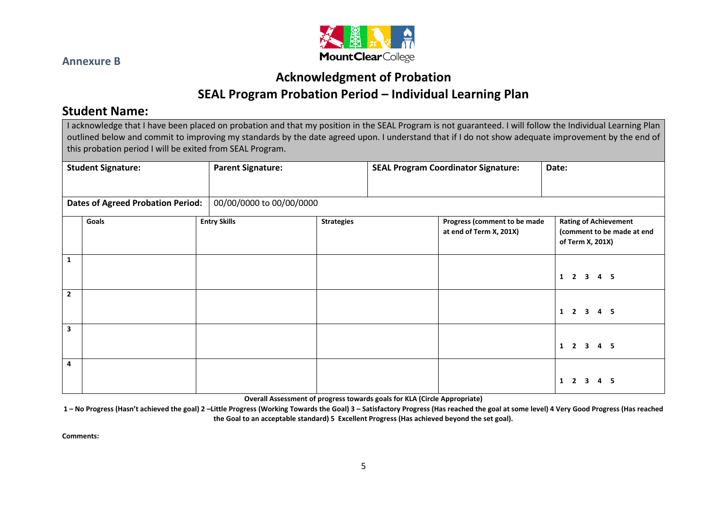**Annexure B**

MountClear College

## Acknowledgment of Probation

## SEAL Program Probation Period – Individual Learning Plan

### Student Name:

I acknowledge that I have been placed on probation and that my position in the SEAL Program is not guaranteed. I will follow the Individual Learning Plan outlined below and commit to improving my standards by the date agreed upon. I understand that if I do not show adequate improvement by the end of this probation period I will be exited from SEAL Program.

| Student Signature: | Parent Signature: | SEAL Program Coordinator Signature: | Date: |
|---|---|---|---|
| | | | |
| **Dates of Agreed Probation Period:** | 00/00/0000 to 00/00/0000 | | |

| | Goals | Entry Skills | Strategies | Progress (comment to be made at end of Term X, 201X) | Rating of Achievement (comment to be made at end of Term X, 201X) |
|---|---|---|---|---|---|
| 1 | | | | | 1 2 3 4 5 |
| 2 | | | | | 1 2 3 4 5 |
| 3 | | | | | 1 2 3 4 5 |
| 4 | | | | | 1 2 3 4 5 |

**Overall Assessment of progress towards goals for KLA (Circle Appropriate)**

**1 – No Progress (Hasn't achieved the goal) 2 –Little Progress (Working Towards the Goal) 3 – Satisfactory Progress (Has reached the goal at some level) 4 Very Good Progress (Has reached the Goal to an acceptable standard) 5 Excellent Progress (Has achieved beyond the set goal).**

**Comments:**